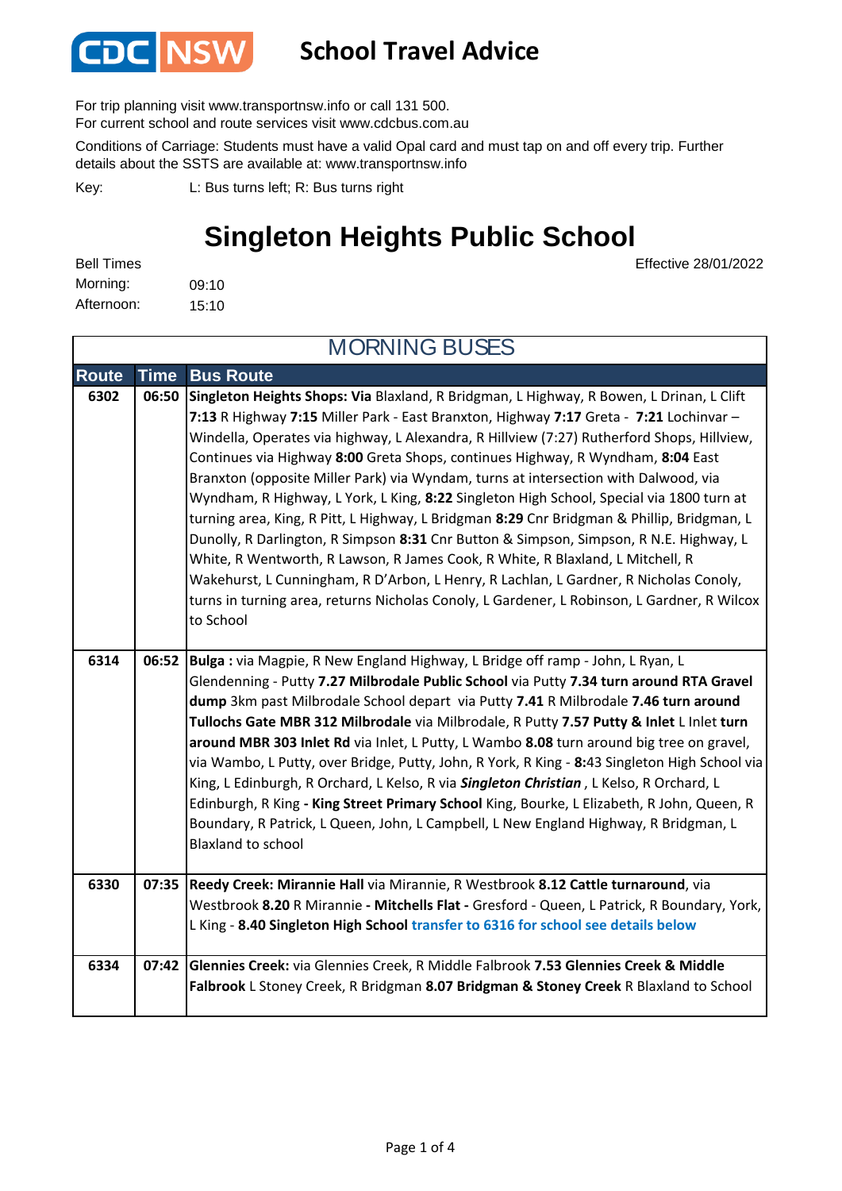CDC NSW

# School Travel Advice

For trip planning visit www.transportnsw.info or call 131 500.
For current school and route services visit www.cdcbus.com.au

Conditions of Carriage: Students must have a valid Opal card and must tap on and off every trip. Further details about the SSTS are available at: www.transportnsw.info

Key: L: Bus turns left; R: Bus turns right

## Singleton Heights Public School

Effective 28/01/2022

Bell Times
Morning: 09:10
Afternoon: 15:10

### MORNING BUSES

| Route | Time | Bus Route |
|---|---|---|
| 6302 | 06:50 | **Singleton Heights Shops: Via** Blaxland, R Bridgman, L Highway, R Bowen, L Drinan, L Clift **7:13** R Highway **7:15** Miller Park - East Branxton, Highway **7:17** Greta - **7:21** Lochinvar – Windella, Operates via highway, L Alexandra, R Hillview (7:27) Rutherford Shops, Hillview, Continues via Highway **8:00** Greta Shops, continues Highway, R Wyndham, **8:04** East Branxton (opposite Miller Park) via Wyndam, turns at intersection with Dalwood, via Wyndham, R Highway, L York, L King, **8:22** Singleton High School, Special via 1800 turn at turning area, King, R Pitt, L Highway, L Bridgman **8:29** Cnr Bridgman & Phillip, Bridgman, L Dunolly, R Darlington, R Simpson **8:31** Cnr Button & Simpson, Simpson, R N.E. Highway, L White, R Wentworth, R Lawson, R James Cook, R White, R Blaxland, L Mitchell, R Wakehurst, L Cunningham, R D'Arbon, L Henry, R Lachlan, L Gardner, R Nicholas Conoly, turns in turning area, returns Nicholas Conoly, L Gardener, L Robinson, L Gardner, R Wilcox to School |
| 6314 | 06:52 | **Bulga :** via Magpie, R New England Highway, L Bridge off ramp - John, L Ryan, L Glendenning - Putty **7.27 Milbrodale Public School** via Putty **7.34 turn around RTA Gravel dump** 3km past Milbrodale School depart via Putty **7.41** R Milbrodale **7.46 turn around Tullochs Gate MBR 312 Milbrodale** via Milbrodale, R Putty **7.57 Putty & Inlet** L Inlet **turn around MBR 303 Inlet Rd** via Inlet, L Putty, L Wambo **8.08** turn around big tree on gravel, via Wambo, L Putty, over Bridge, Putty, John, R York, R King - **8**:43 Singleton High School via King, L Edinburgh, R Orchard, L Kelso, R via ***Singleton Christian*** , L Kelso, R Orchard, L Edinburgh, R King **- King Street Primary School** King, Bourke, L Elizabeth, R John, Queen, R Boundary, R Patrick, L Queen, John, L Campbell, L New England Highway, R Bridgman, L Blaxland to school |
| 6330 | 07:35 | **Reedy Creek: Mirannie Hall** via Mirannie, R Westbrook **8.12 Cattle turnaround**, via Westbrook **8.20** R Mirannie **- Mitchells Flat -** Gresford - Queen, L Patrick, R Boundary, York, L King - **8.40 Singleton High School** **transfer to 6316 for school see details below** |
| 6334 | 07:42 | **Glennies Creek:** via Glennies Creek, R Middle Falbrook **7.53 Glennies Creek & Middle Falbrook** L Stoney Creek, R Bridgman **8.07 Bridgman & Stoney Creek** R Blaxland to School |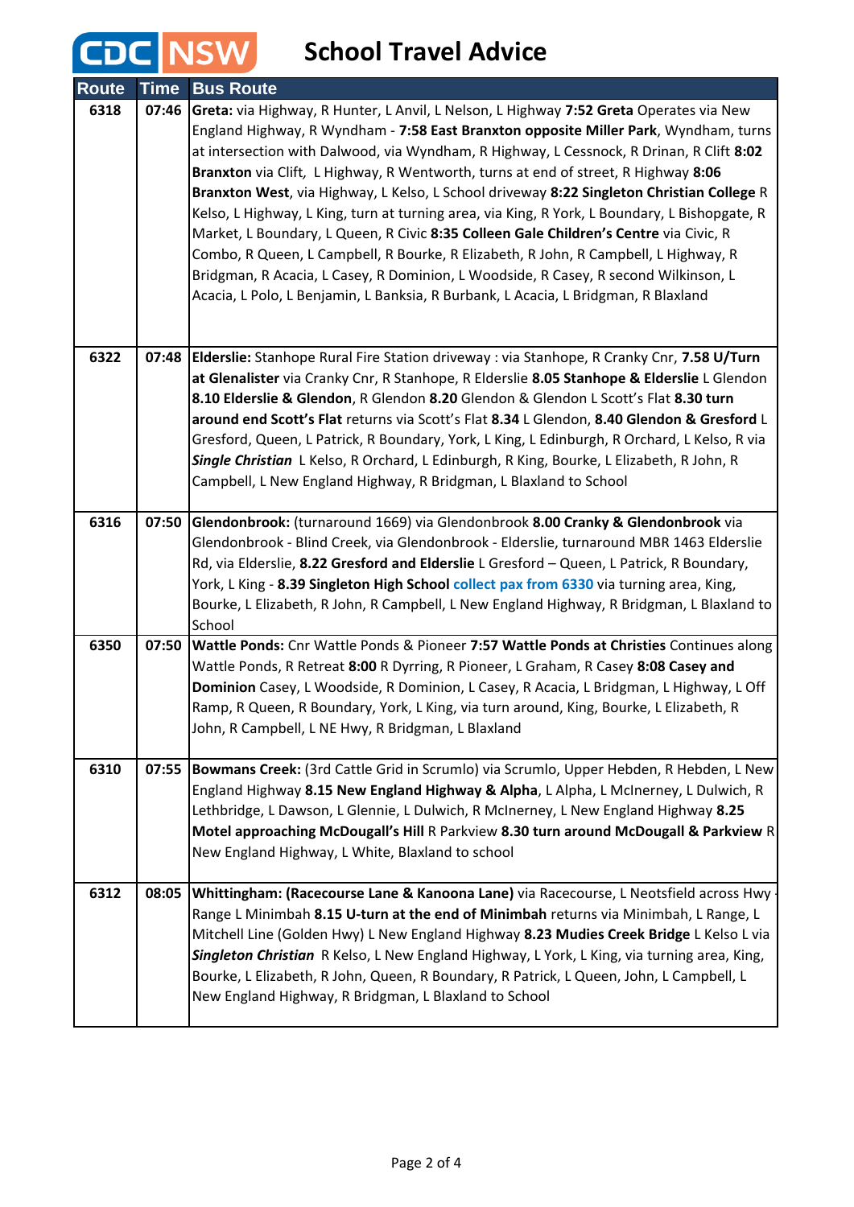# CDC NSW School Travel Advice

| Route | Time | Bus Route |
|---|---|---|
| 6318 | 07:46 | **Greta:** via Highway, R Hunter, L Anvil, L Nelson, L Highway **7:52 Greta** Operates via New England Highway, R Wyndham - **7:58 East Branxton opposite Miller Park**, Wyndham, turns at intersection with Dalwood, via Wyndham, R Highway, L Cessnock, R Drinan, R Clift **8:02 Branxton** via Clift, L Highway, R Wentworth, turns at end of street, R Highway **8:06 Branxton West**, via Highway, L Kelso, L School driveway **8:22 Singleton Christian College** R Kelso, L Highway, L King, turn at turning area, via King, R York, L Boundary, L Bishopgate, R Market, L Boundary, L Queen, R Civic **8:35 Colleen Gale Children's Centre** via Civic, R Combo, R Queen, L Campbell, R Bourke, R Elizabeth, R John, R Campbell, L Highway, R Bridgman, R Acacia, L Casey, R Dominion, L Woodside, R Casey, R second Wilkinson, L Acacia, L Polo, L Benjamin, L Banksia, R Burbank, L Acacia, L Bridgman, R Blaxland |
| 6322 | 07:48 | **Elderslie:** Stanhope Rural Fire Station driveway : via Stanhope, R Cranky Cnr, **7.58 U/Turn at Glenalister** via Cranky Cnr, R Stanhope, R Elderslie **8.05 Stanhope & Elderslie** L Glendon **8.10 Elderslie & Glendon**, R Glendon **8.20** Glendon & Glendon L Scott's Flat **8.30 turn around end Scott's Flat** returns via Scott's Flat **8.34** L Glendon, **8.40 Glendon & Gresford** L Gresford, Queen, L Patrick, R Boundary, York, L King, L Edinburgh, R Orchard, L Kelso, R via ***Single Christian*** L Kelso, R Orchard, L Edinburgh, R King, Bourke, L Elizabeth, R John, R Campbell, L New England Highway, R Bridgman, L Blaxland to School |
| 6316 | 07:50 | **Glendonbrook:** (turnaround 1669) via Glendonbrook **8.00 Cranky & Glendonbrook** via Glendonbrook - Blind Creek, via Glendonbrook - Elderslie, turnaround MBR 1463 Elderslie Rd, via Elderslie, **8.22 Gresford and Elderslie** L Gresford – Queen, L Patrick, R Boundary, York, L King - **8.39 Singleton High School** collect pax from 6330 via turning area, King, Bourke, L Elizabeth, R John, R Campbell, L New England Highway, R Bridgman, L Blaxland to School |
| 6350 | 07:50 | **Wattle Ponds:** Cnr Wattle Ponds & Pioneer **7:57 Wattle Ponds at Christies** Continues along Wattle Ponds, R Retreat **8:00** R Dyrring, R Pioneer, L Graham, R Casey **8:08 Casey and Dominion** Casey, L Woodside, R Dominion, L Casey, R Acacia, L Bridgman, L Highway, L Off Ramp, R Queen, R Boundary, York, L King, via turn around, King, Bourke, L Elizabeth, R John, R Campbell, L NE Hwy, R Bridgman, L Blaxland |
| 6310 | 07:55 | **Bowmans Creek:** (3rd Cattle Grid in Scrumlo) via Scrumlo, Upper Hebden, R Hebden, L New England Highway **8.15 New England Highway & Alpha**, L Alpha, L McInerney, L Dulwich, R Lethbridge, L Dawson, L Glennie, L Dulwich, R McInerney, L New England Highway **8.25 Motel approaching McDougall's Hill** R Parkview **8.30 turn around McDougall & Parkview** R New England Highway, L White, Blaxland to school |
| 6312 | 08:05 | **Whittingham: (Racecourse Lane & Kanoona Lane)** via Racecourse, L Neotsfield across Hwy - Range L Minimbah **8.15 U-turn at the end of Minimbah** returns via Minimbah, L Range, L Mitchell Line (Golden Hwy) L New England Highway **8.23 Mudies Creek Bridge** L Kelso L via ***Singleton Christian*** R Kelso, L New England Highway, L York, L King, via turning area, King, Bourke, L Elizabeth, R John, Queen, R Boundary, R Patrick, L Queen, John, L Campbell, L New England Highway, R Bridgman, L Blaxland to School |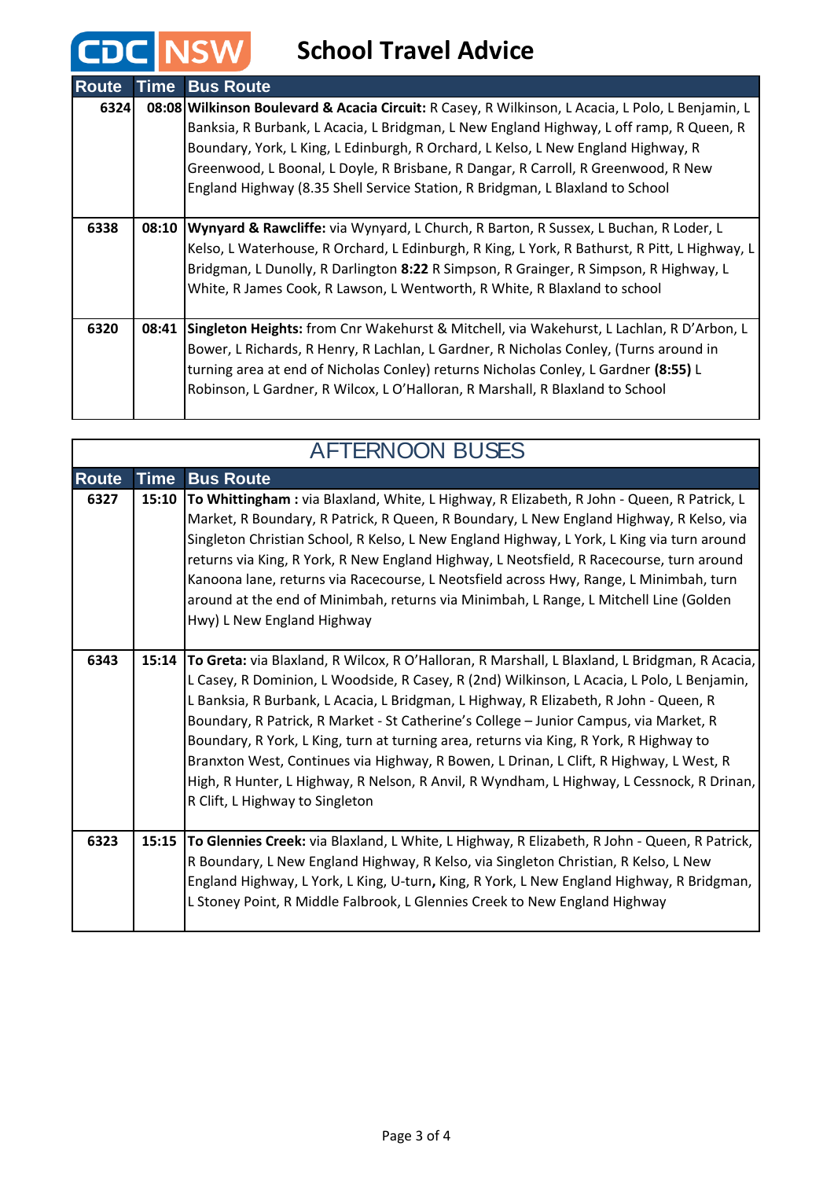# CDC NSW School Travel Advice

| Route | Time | Bus Route |
|---|---|---|
| 6324 | 08:08 | **Wilkinson Boulevard & Acacia Circuit:** R Casey, R Wilkinson, L Acacia, L Polo, L Benjamin, L Banksia, R Burbank, L Acacia, L Bridgman, L New England Highway, L off ramp, R Queen, R Boundary, York, L King, L Edinburgh, R Orchard, L Kelso, L New England Highway, R Greenwood, L Boonal, L Doyle, R Brisbane, R Dangar, R Carroll, R Greenwood, R New England Highway (8.35 Shell Service Station, R Bridgman, L Blaxland to School |
| 6338 | 08:10 | **Wynyard & Rawcliffe:** via Wynyard, L Church, R Barton, R Sussex, L Buchan, R Loder, L Kelso, L Waterhouse, R Orchard, L Edinburgh, R King, L York, R Bathurst, R Pitt, L Highway, L Bridgman, L Dunolly, R Darlington **8:22** R Simpson, R Grainger, R Simpson, R Highway, L White, R James Cook, R Lawson, L Wentworth, R White, R Blaxland to school |
| 6320 | 08:41 | **Singleton Heights:** from Cnr Wakehurst & Mitchell, via Wakehurst, L Lachlan, R D'Arbon, L Bower, L Richards, R Henry, R Lachlan, L Gardner, R Nicholas Conley, (Turns around in turning area at end of Nicholas Conley) returns Nicholas Conley, L Gardner **(8:55)** L Robinson, L Gardner, R Wilcox, L O'Halloran, R Marshall, R Blaxland to School |

## AFTERNOON BUSES

| Route | Time | Bus Route |
|---|---|---|
| 6327 | 15:10 | **To Whittingham :** via Blaxland, White, L Highway, R Elizabeth, R John - Queen, R Patrick, L Market, R Boundary, R Patrick, R Queen, R Boundary, L New England Highway, R Kelso, via Singleton Christian School, R Kelso, L New England Highway, L York, L King via turn around returns via King, R York, R New England Highway, L Neotsfield, R Racecourse, turn around Kanoona lane, returns via Racecourse, L Neotsfield across Hwy, Range, L Minimbah, turn around at the end of Minimbah, returns via Minimbah, L Range, L Mitchell Line (Golden Hwy) L New England Highway |
| 6343 | 15:14 | **To Greta:** via Blaxland, R Wilcox, R O'Halloran, R Marshall, L Blaxland, L Bridgman, R Acacia, L Casey, R Dominion, L Woodside, R Casey, R (2nd) Wilkinson, L Acacia, L Polo, L Benjamin, L Banksia, R Burbank, L Acacia, L Bridgman, L Highway, R Elizabeth, R John - Queen, R Boundary, R Patrick, R Market - St Catherine's College – Junior Campus, via Market, R Boundary, R York, L King, turn at turning area, returns via King, R York, R Highway to Branxton West, Continues via Highway, R Bowen, L Drinan, L Clift, R Highway, L West, R High, R Hunter, L Highway, R Nelson, R Anvil, R Wyndham, L Highway, L Cessnock, R Drinan, R Clift, L Highway to Singleton |
| 6323 | 15:15 | **To Glennies Creek:** via Blaxland, L White, L Highway, R Elizabeth, R John - Queen, R Patrick, R Boundary, L New England Highway, R Kelso, via Singleton Christian, R Kelso, L New England Highway, L York, L King, U-turn**,** King, R York, L New England Highway, R Bridgman, L Stoney Point, R Middle Falbrook, L Glennies Creek to New England Highway |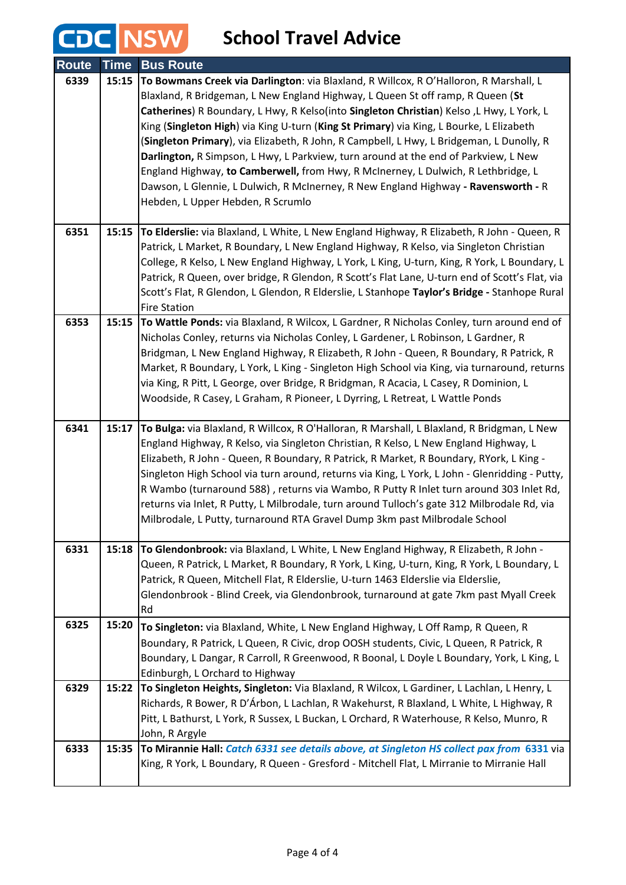# CDC NSW School Travel Advice

| Route | Time | Bus Route |
|---|---|---|
| 6339 | 15:15 | **To Bowmans Creek via Darlington**: via Blaxland, R Willcox, R O'Halloron, R Marshall, L Blaxland, R Bridgeman, L New England Highway, L Queen St off ramp, R Queen (**St Catherines**) R Boundary, L Hwy, R Kelso(into **Singleton Christian**) Kelso ,L Hwy, L York, L King (**Singleton High**) via King U-turn (**King St Primary**) via King, L Bourke, L Elizabeth (**Singleton Primary**), via Elizabeth, R John, R Campbell, L Hwy, L Bridgeman, L Dunolly, R **Darlington,** R Simpson, L Hwy, L Parkview, turn around at the end of Parkview, L New England Highway, **to Camberwell,** from Hwy, R McInerney, L Dulwich, R Lethbridge, L Dawson, L Glennie, L Dulwich, R McInerney, R New England Highway **- Ravensworth -** R Hebden, L Upper Hebden, R Scrumlo |
| 6351 | 15:15 | **To Elderslie:** via Blaxland, L White, L New England Highway, R Elizabeth, R John - Queen, R Patrick, L Market, R Boundary, L New England Highway, R Kelso, via Singleton Christian College, R Kelso, L New England Highway, L York, L King, U-turn, King, R York, L Boundary, L Patrick, R Queen, over bridge, R Glendon, R Scott's Flat Lane, U-turn end of Scott's Flat, via Scott's Flat, R Glendon, L Glendon, R Elderslie, L Stanhope **Taylor's Bridge -** Stanhope Rural Fire Station |
| 6353 | 15:15 | **To Wattle Ponds:** via Blaxland, R Wilcox, L Gardner, R Nicholas Conley, turn around end of Nicholas Conley, returns via Nicholas Conley, L Gardener, L Robinson, L Gardner, R Bridgman, L New England Highway, R Elizabeth, R John - Queen, R Boundary, R Patrick, R Market, R Boundary, L York, L King - Singleton High School via King, via turnaround, returns via King, R Pitt, L George, over Bridge, R Bridgman, R Acacia, L Casey, R Dominion, L Woodside, R Casey, L Graham, R Pioneer, L Dyrring, L Retreat, L Wattle Ponds |
| 6341 | 15:17 | **To Bulga:** via Blaxland, R Willcox, R O'Halloran, R Marshall, L Blaxland, R Bridgman, L New England Highway, R Kelso, via Singleton Christian, R Kelso, L New England Highway, L Elizabeth, R John - Queen, R Boundary, R Patrick, R Market, R Boundary, RYork, L King - Singleton High School via turn around, returns via King, L York, L John - Glenridding - Putty, R Wambo (turnaround 588) , returns via Wambo, R Putty R Inlet turn around 303 Inlet Rd, returns via Inlet, R Putty, L Milbrodale, turn around Tulloch's gate 312 Milbrodale Rd, via Milbrodale, L Putty, turnaround RTA Gravel Dump 3km past Milbrodale School |
| 6331 | 15:18 | **To Glendonbrook:** via Blaxland, L White, L New England Highway, R Elizabeth, R John - Queen, R Patrick, L Market, R Boundary, R York, L King, U-turn, King, R York, L Boundary, L Patrick, R Queen, Mitchell Flat, R Elderslie, U-turn 1463 Elderslie via Elderslie, Glendonbrook - Blind Creek, via Glendonbrook, turnaround at gate 7km past Myall Creek Rd |
| 6325 | 15:20 | **To Singleton:** via Blaxland, White, L New England Highway, L Off Ramp, R Queen, R Boundary, R Patrick, L Queen, R Civic, drop OOSH students, Civic, L Queen, R Patrick, R Boundary, L Dangar, R Carroll, R Greenwood, R Boonal, L Doyle L Boundary, York, L King, L Edinburgh, L Orchard to Highway |
| 6329 | 15:22 | **To Singleton Heights, Singleton:** Via Blaxland, R Wilcox, L Gardiner, L Lachlan, L Henry, L Richards, R Bower, R D'Árbon, L Lachlan, R Wakehurst, R Blaxland, L White, L Highway, R Pitt, L Bathurst, L York, R Sussex, L Buckan, L Orchard, R Waterhouse, R Kelso, Munro, R John, R Argyle |
| 6333 | 15:35 | **To Mirannie Hall:** ***Catch 6331 see details above, at Singleton HS collect pax from*** **6331** via King, R York, L Boundary, R Queen - Gresford - Mitchell Flat, L Mirranie to Mirranie Hall |